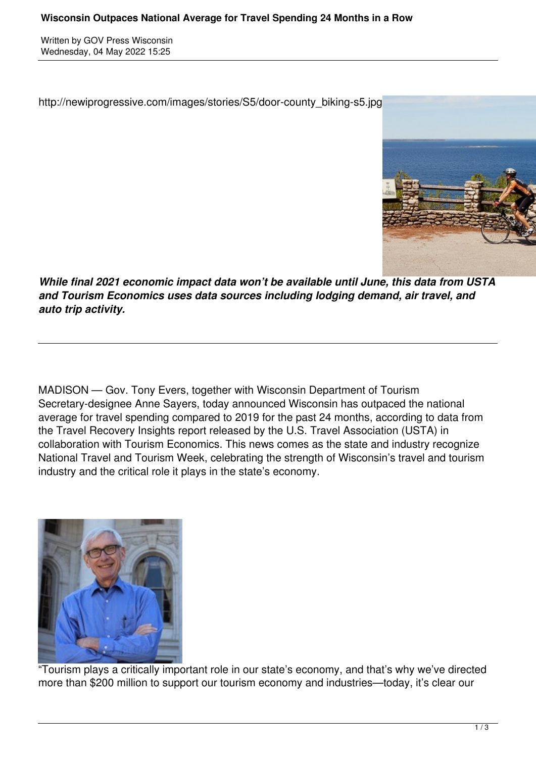# Wisconsin Outpaces National Average for Travel Spending 24 Months in a Row

Written by GOV Press Wisconsin
Wednesday, 04 May 2022 15:25

http://newiprogressive.com/images/stories/S5/door-county_biking-s5.jpg

***While final 2021 economic impact data won't be available until June, this data from USTA and Tourism Economics uses data sources including lodging demand, air travel, and auto trip activity.***

---

MADISON — Gov. Tony Evers, together with Wisconsin Department of Tourism Secretary-designee Anne Sayers, today announced Wisconsin has outpaced the national average for travel spending compared to 2019 for the past 24 months, according to data from the Travel Recovery Insights report released by the U.S. Travel Association (USTA) in collaboration with Tourism Economics. This news comes as the state and industry recognize National Travel and Tourism Week, celebrating the strength of Wisconsin's travel and tourism industry and the critical role it plays in the state's economy.

"Tourism plays a critically important role in our state's economy, and that's why we've directed more than $200 million to support our tourism economy and industries—today, it's clear our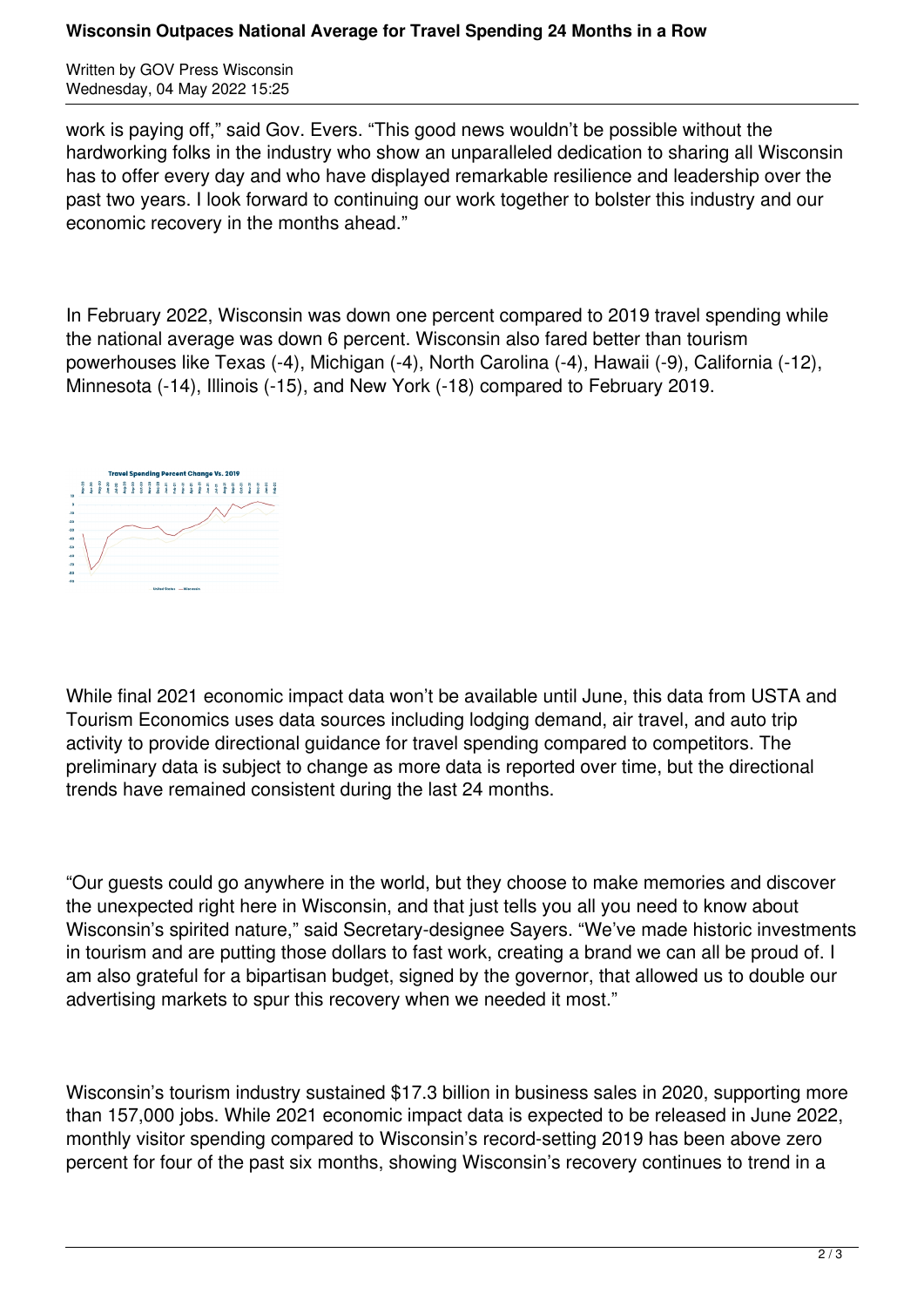work is paying off," said Gov. Evers. "This good news wouldn't be possible without the hardworking folks in the industry who show an unparalleled dedication to sharing all Wisconsin has to offer every day and who have displayed remarkable resilience and leadership over the past two years. I look forward to continuing our work together to bolster this industry and our economic recovery in the months ahead."

In February 2022, Wisconsin was down one percent compared to 2019 travel spending while the national average was down 6 percent. Wisconsin also fared better than tourism powerhouses like Texas (-4), Michigan (-4), North Carolina (-4), Hawaii (-9), California (-12), Minnesota (-14), Illinois (-15), and New York (-18) compared to February 2019.

While final 2021 economic impact data won't be available until June, this data from USTA and Tourism Economics uses data sources including lodging demand, air travel, and auto trip activity to provide directional guidance for travel spending compared to competitors. The preliminary data is subject to change as more data is reported over time, but the directional trends have remained consistent during the last 24 months.

"Our guests could go anywhere in the world, but they choose to make memories and discover the unexpected right here in Wisconsin, and that just tells you all you need to know about Wisconsin's spirited nature," said Secretary-designee Sayers. "We've made historic investments in tourism and are putting those dollars to fast work, creating a brand we can all be proud of. I am also grateful for a bipartisan budget, signed by the governor, that allowed us to double our advertising markets to spur this recovery when we needed it most."

Wisconsin's tourism industry sustained $17.3 billion in business sales in 2020, supporting more than 157,000 jobs. While 2021 economic impact data is expected to be released in June 2022, monthly visitor spending compared to Wisconsin's record-setting 2019 has been above zero percent for four of the past six months, showing Wisconsin's recovery continues to trend in a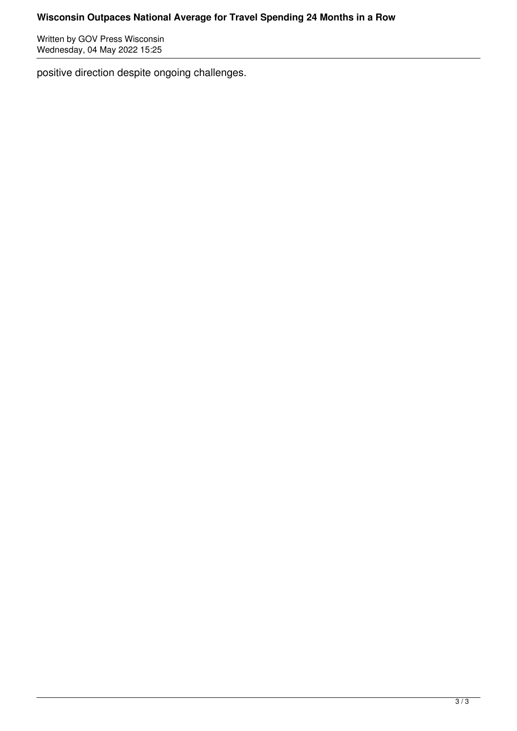positive direction despite ongoing challenges.